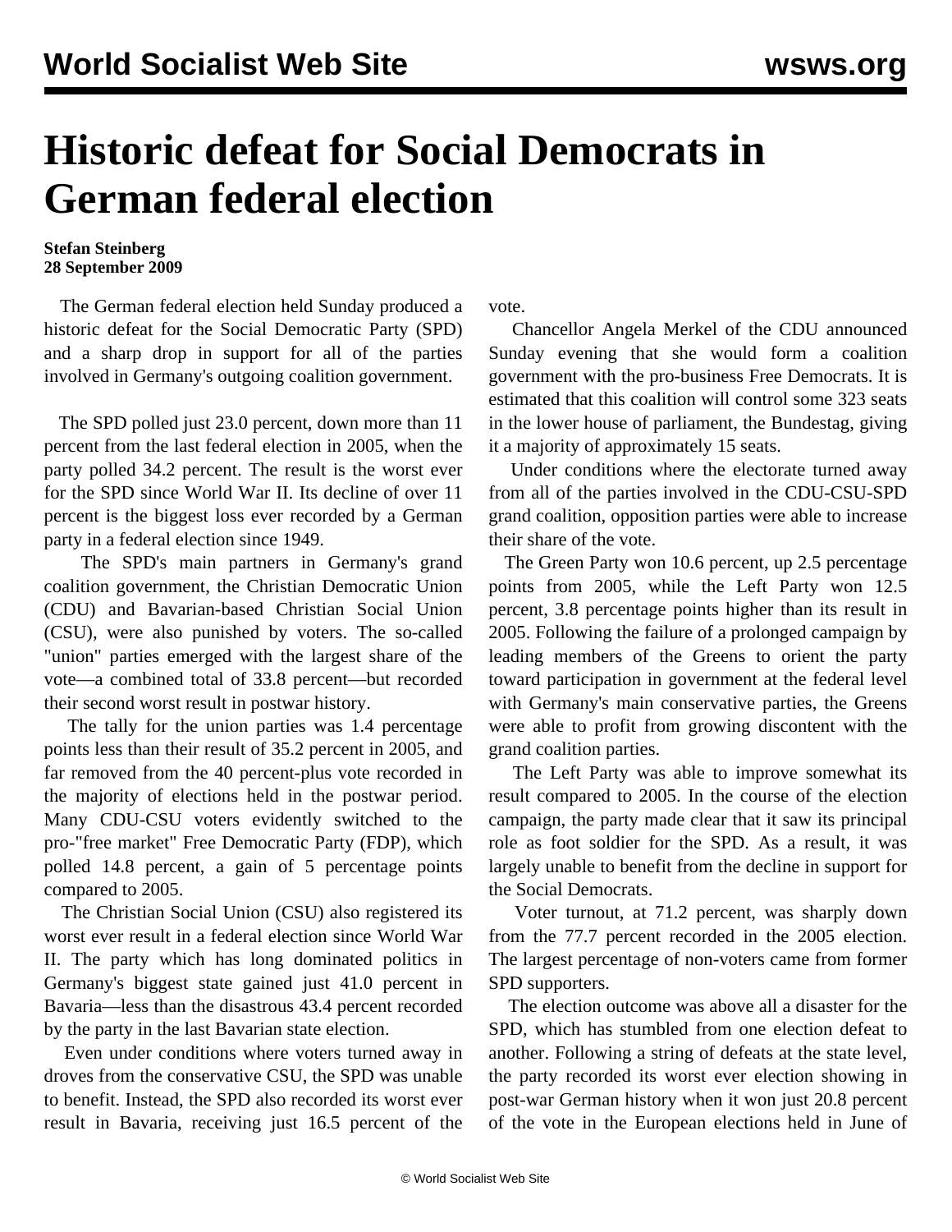# Historic defeat for Social Democrats in German federal election

**Stefan Steinberg**
**28 September 2009**

The German federal election held Sunday produced a historic defeat for the Social Democratic Party (SPD) and a sharp drop in support for all of the parties involved in Germany's outgoing coalition government.

The SPD polled just 23.0 percent, down more than 11 percent from the last federal election in 2005, when the party polled 34.2 percent. The result is the worst ever for the SPD since World War II. Its decline of over 11 percent is the biggest loss ever recorded by a German party in a federal election since 1949.

The SPD's main partners in Germany's grand coalition government, the Christian Democratic Union (CDU) and Bavarian-based Christian Social Union (CSU), were also punished by voters. The so-called "union" parties emerged with the largest share of the vote—a combined total of 33.8 percent—but recorded their second worst result in postwar history.

The tally for the union parties was 1.4 percentage points less than their result of 35.2 percent in 2005, and far removed from the 40 percent-plus vote recorded in the majority of elections held in the postwar period. Many CDU-CSU voters evidently switched to the pro-"free market" Free Democratic Party (FDP), which polled 14.8 percent, a gain of 5 percentage points compared to 2005.

The Christian Social Union (CSU) also registered its worst ever result in a federal election since World War II. The party which has long dominated politics in Germany's biggest state gained just 41.0 percent in Bavaria—less than the disastrous 43.4 percent recorded by the party in the last Bavarian state election.

Even under conditions where voters turned away in droves from the conservative CSU, the SPD was unable to benefit. Instead, the SPD also recorded its worst ever result in Bavaria, receiving just 16.5 percent of the vote.

Chancellor Angela Merkel of the CDU announced Sunday evening that she would form a coalition government with the pro-business Free Democrats. It is estimated that this coalition will control some 323 seats in the lower house of parliament, the Bundestag, giving it a majority of approximately 15 seats.

Under conditions where the electorate turned away from all of the parties involved in the CDU-CSU-SPD grand coalition, opposition parties were able to increase their share of the vote.

The Green Party won 10.6 percent, up 2.5 percentage points from 2005, while the Left Party won 12.5 percent, 3.8 percentage points higher than its result in 2005. Following the failure of a prolonged campaign by leading members of the Greens to orient the party toward participation in government at the federal level with Germany's main conservative parties, the Greens were able to profit from growing discontent with the grand coalition parties.

The Left Party was able to improve somewhat its result compared to 2005. In the course of the election campaign, the party made clear that it saw its principal role as foot soldier for the SPD. As a result, it was largely unable to benefit from the decline in support for the Social Democrats.

Voter turnout, at 71.2 percent, was sharply down from the 77.7 percent recorded in the 2005 election. The largest percentage of non-voters came from former SPD supporters.

The election outcome was above all a disaster for the SPD, which has stumbled from one election defeat to another. Following a string of defeats at the state level, the party recorded its worst ever election showing in post-war German history when it won just 20.8 percent of the vote in the European elections held in June of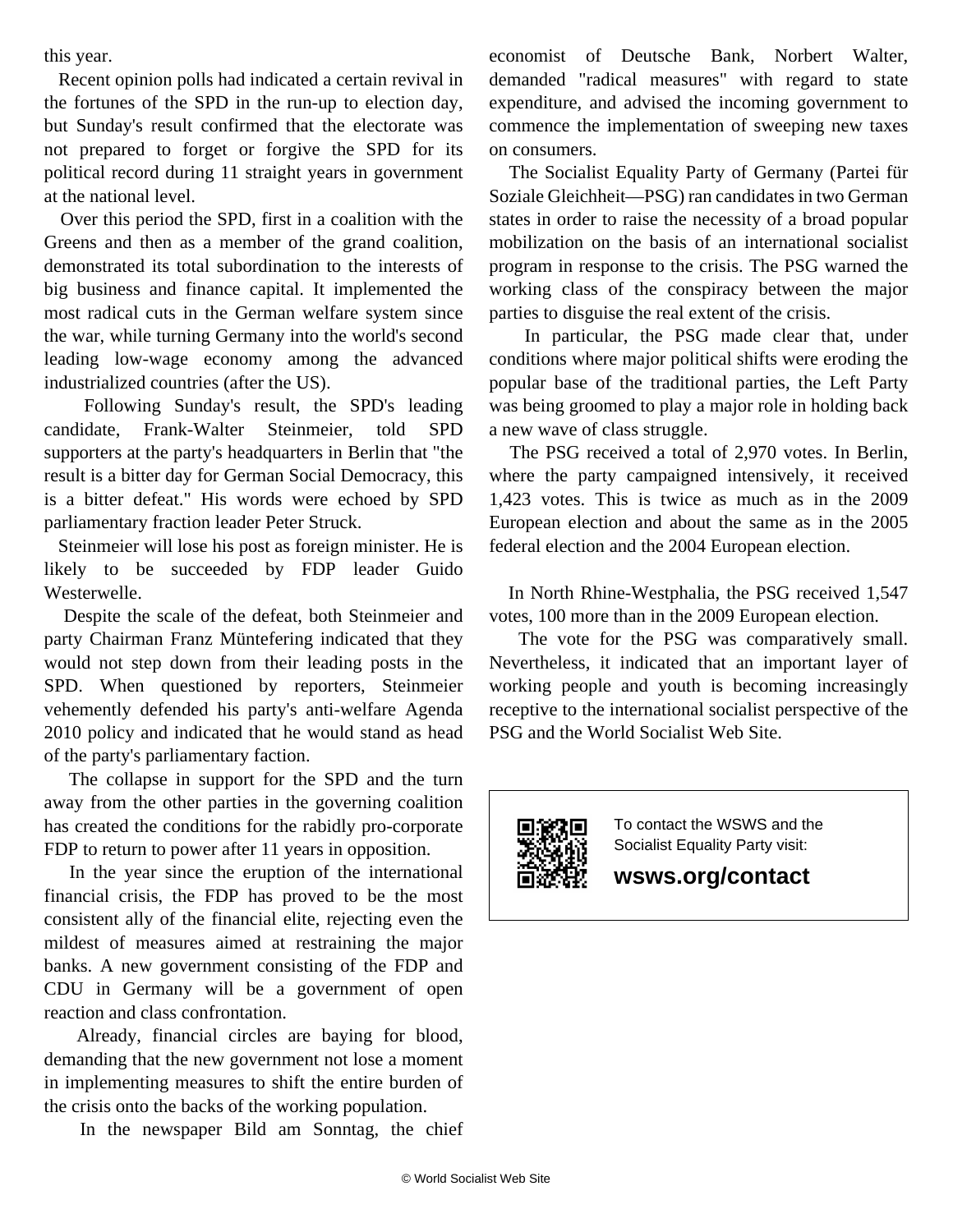this year.

Recent opinion polls had indicated a certain revival in the fortunes of the SPD in the run-up to election day, but Sunday's result confirmed that the electorate was not prepared to forget or forgive the SPD for its political record during 11 straight years in government at the national level.

Over this period the SPD, first in a coalition with the Greens and then as a member of the grand coalition, demonstrated its total subordination to the interests of big business and finance capital. It implemented the most radical cuts in the German welfare system since the war, while turning Germany into the world's second leading low-wage economy among the advanced industrialized countries (after the US).

Following Sunday's result, the SPD's leading candidate, Frank-Walter Steinmeier, told SPD supporters at the party's headquarters in Berlin that "the result is a bitter day for German Social Democracy, this is a bitter defeat." His words were echoed by SPD parliamentary fraction leader Peter Struck.

Steinmeier will lose his post as foreign minister. He is likely to be succeeded by FDP leader Guido Westerwelle.

Despite the scale of the defeat, both Steinmeier and party Chairman Franz Müntefering indicated that they would not step down from their leading posts in the SPD. When questioned by reporters, Steinmeier vehemently defended his party's anti-welfare Agenda 2010 policy and indicated that he would stand as head of the party's parliamentary faction.

The collapse in support for the SPD and the turn away from the other parties in the governing coalition has created the conditions for the rabidly pro-corporate FDP to return to power after 11 years in opposition.

In the year since the eruption of the international financial crisis, the FDP has proved to be the most consistent ally of the financial elite, rejecting even the mildest of measures aimed at restraining the major banks. A new government consisting of the FDP and CDU in Germany will be a government of open reaction and class confrontation.

Already, financial circles are baying for blood, demanding that the new government not lose a moment in implementing measures to shift the entire burden of the crisis onto the backs of the working population.

In the newspaper Bild am Sonntag, the chief economist of Deutsche Bank, Norbert Walter, demanded "radical measures" with regard to state expenditure, and advised the incoming government to commence the implementation of sweeping new taxes on consumers.

The Socialist Equality Party of Germany (Partei für Soziale Gleichheit—PSG) ran candidates in two German states in order to raise the necessity of a broad popular mobilization on the basis of an international socialist program in response to the crisis. The PSG warned the working class of the conspiracy between the major parties to disguise the real extent of the crisis.

In particular, the PSG made clear that, under conditions where major political shifts were eroding the popular base of the traditional parties, the Left Party was being groomed to play a major role in holding back a new wave of class struggle.

The PSG received a total of 2,970 votes. In Berlin, where the party campaigned intensively, it received 1,423 votes. This is twice as much as in the 2009 European election and about the same as in the 2005 federal election and the 2004 European election.

In North Rhine-Westphalia, the PSG received 1,547 votes, 100 more than in the 2009 European election.

The vote for the PSG was comparatively small. Nevertheless, it indicated that an important layer of working people and youth is becoming increasingly receptive to the international socialist perspective of the PSG and the World Socialist Web Site.

To contact the WSWS and the Socialist Equality Party visit:

**wsws.org/contact**